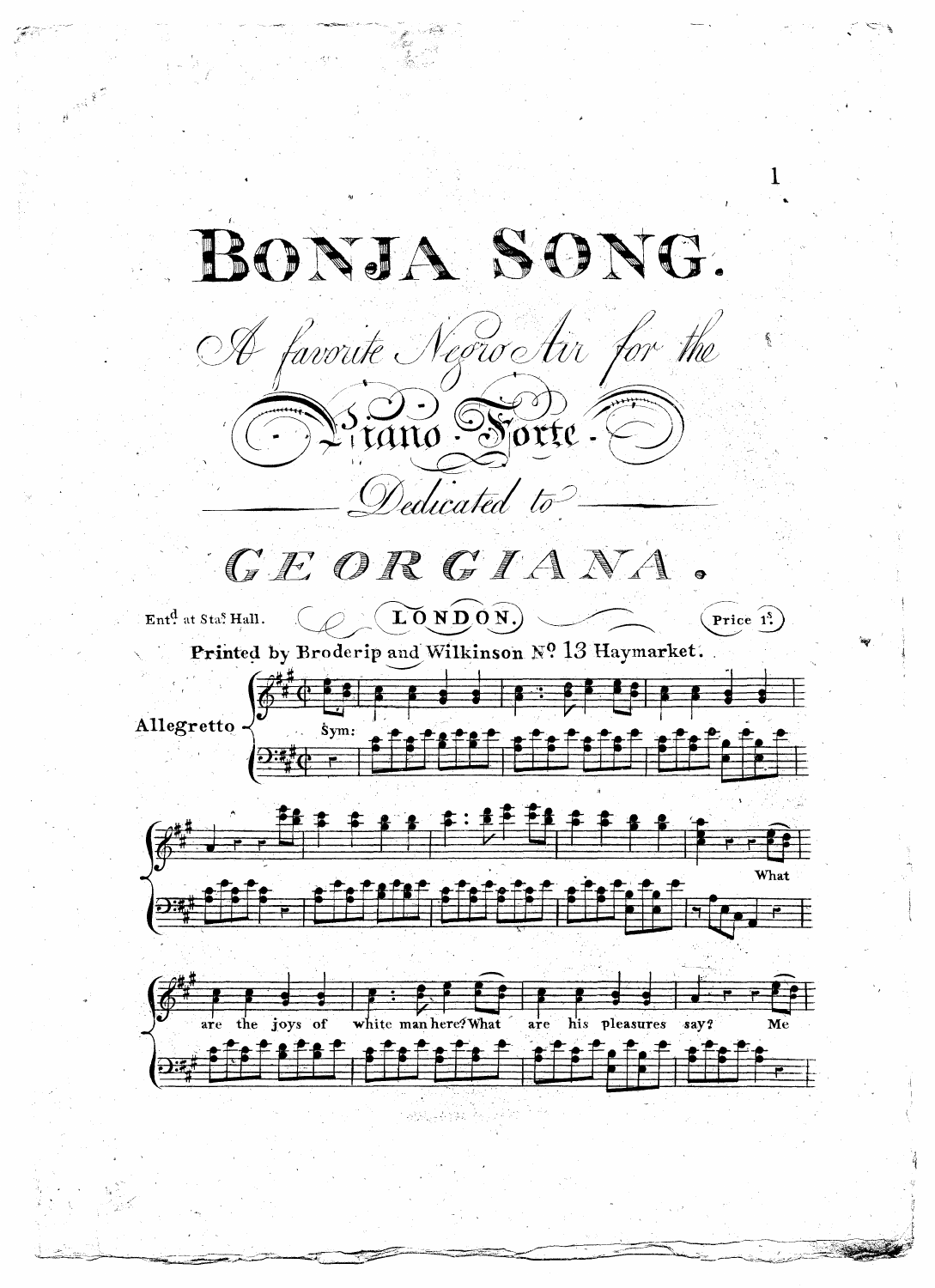# BONJA SONG.

*A favorite Negro Air for the*

*Piano Forte*

*Dedicated to*

## GEORGIANA.

Entd. at Stas. Hall. **LONDON.** Price 1s.

**Printed by Broderip and Wilkinson No. 13 Haymarket.**

Allegretto

Sym:

What are the joys of white man here? What are his pleasures say? Me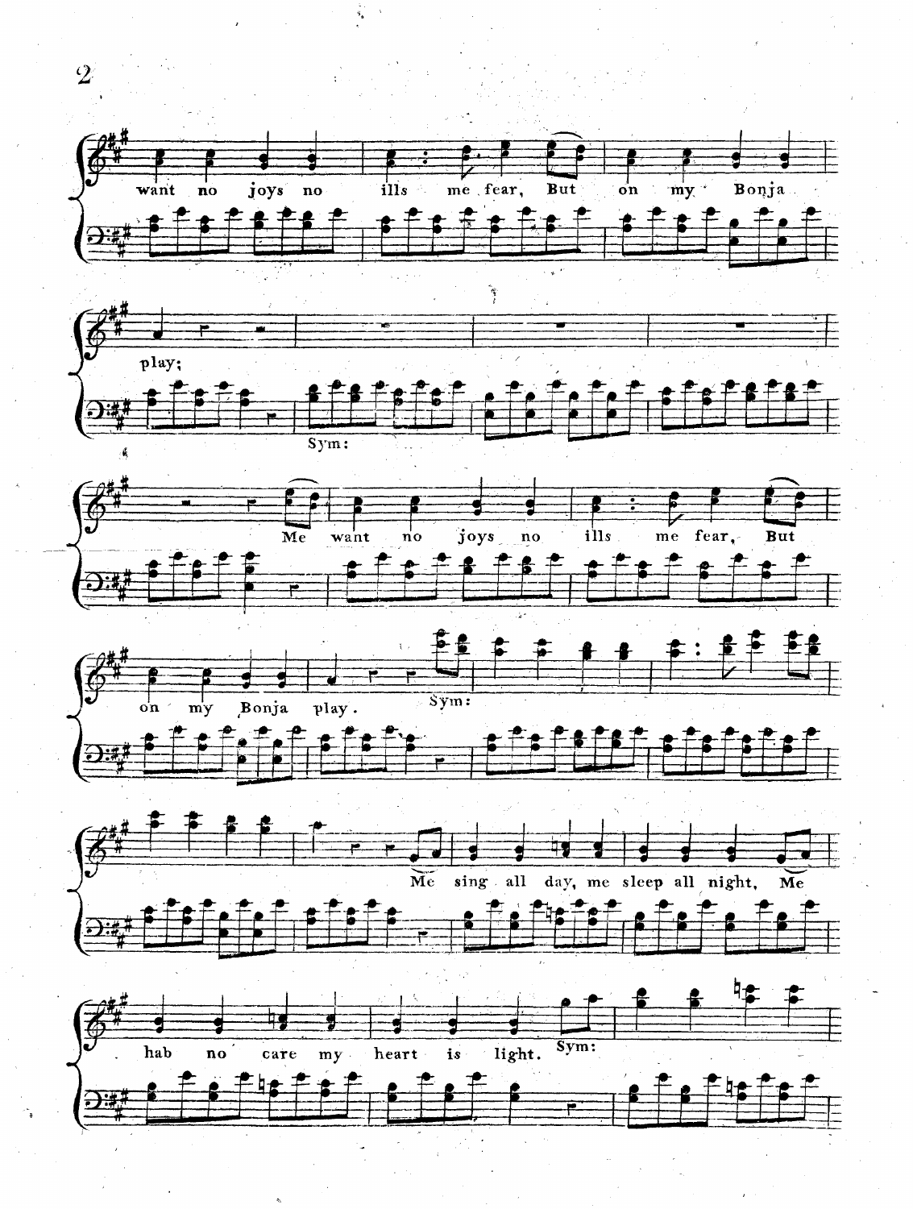want no joys no ills me fear, But on my Bonja play;

Sym:

Me want no joys no ills me fear, But on my Bonja play.

Sym:

Me sing all day, me sleep all night, Me hab no care my heart is light.

Sym: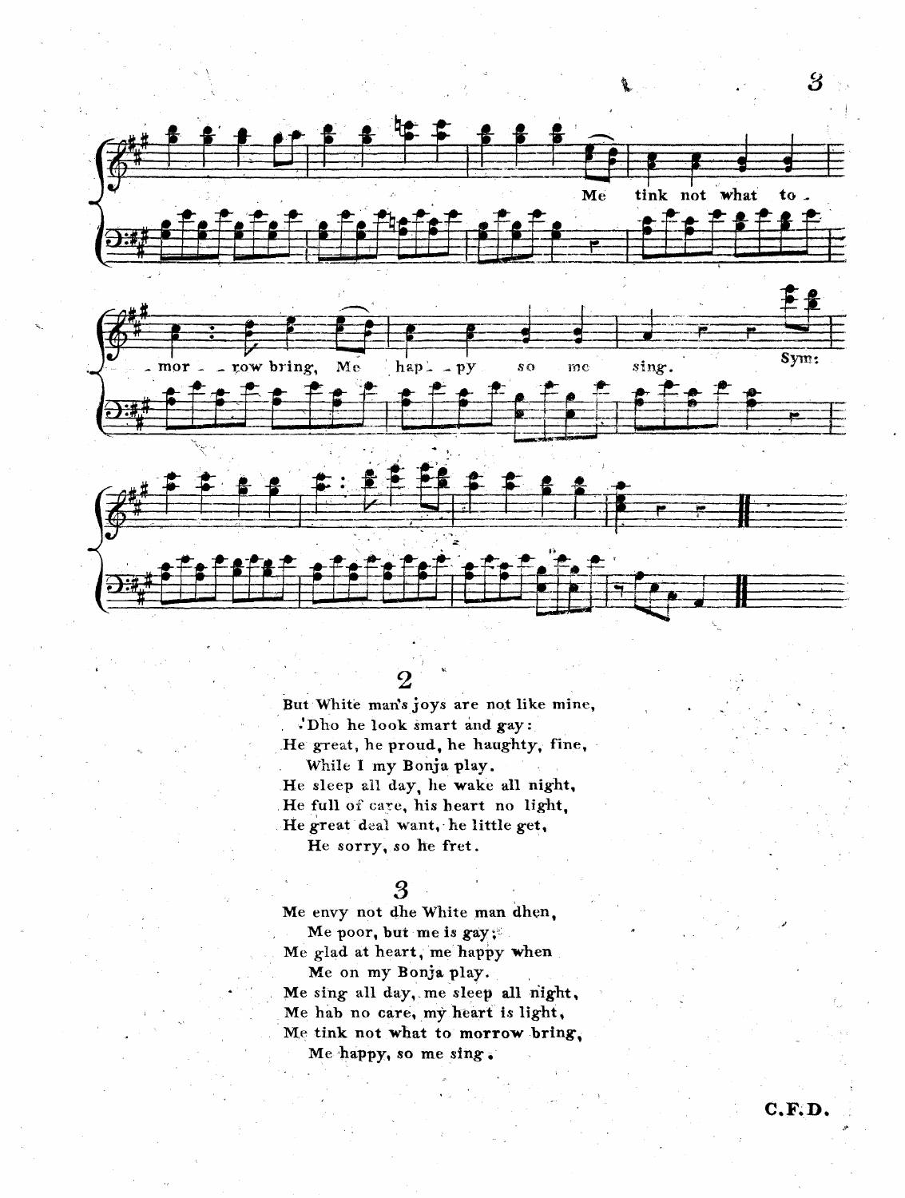Me tink not what to-morrow bring, Me hap-py so me sing.

Sym:

## 2

But White man's joys are not like mine,
'Dho he look smart and gay:
He great, he proud, he haughty, fine,
While I my Bonja play.
He sleep all day, he wake all night,
He full of care, his heart no light,
He great deal want, he little get,
He sorry, so he fret.

## 3

Me envy not dhe White man dhen,
Me poor, but me is gay;
Me glad at heart, me happy when
Me on my Bonja play.
Me sing all day, me sleep all night,
Me hab no care, my heart is light,
Me tink not what to morrow bring,
Me happy, so me sing.

**C.F.D.**